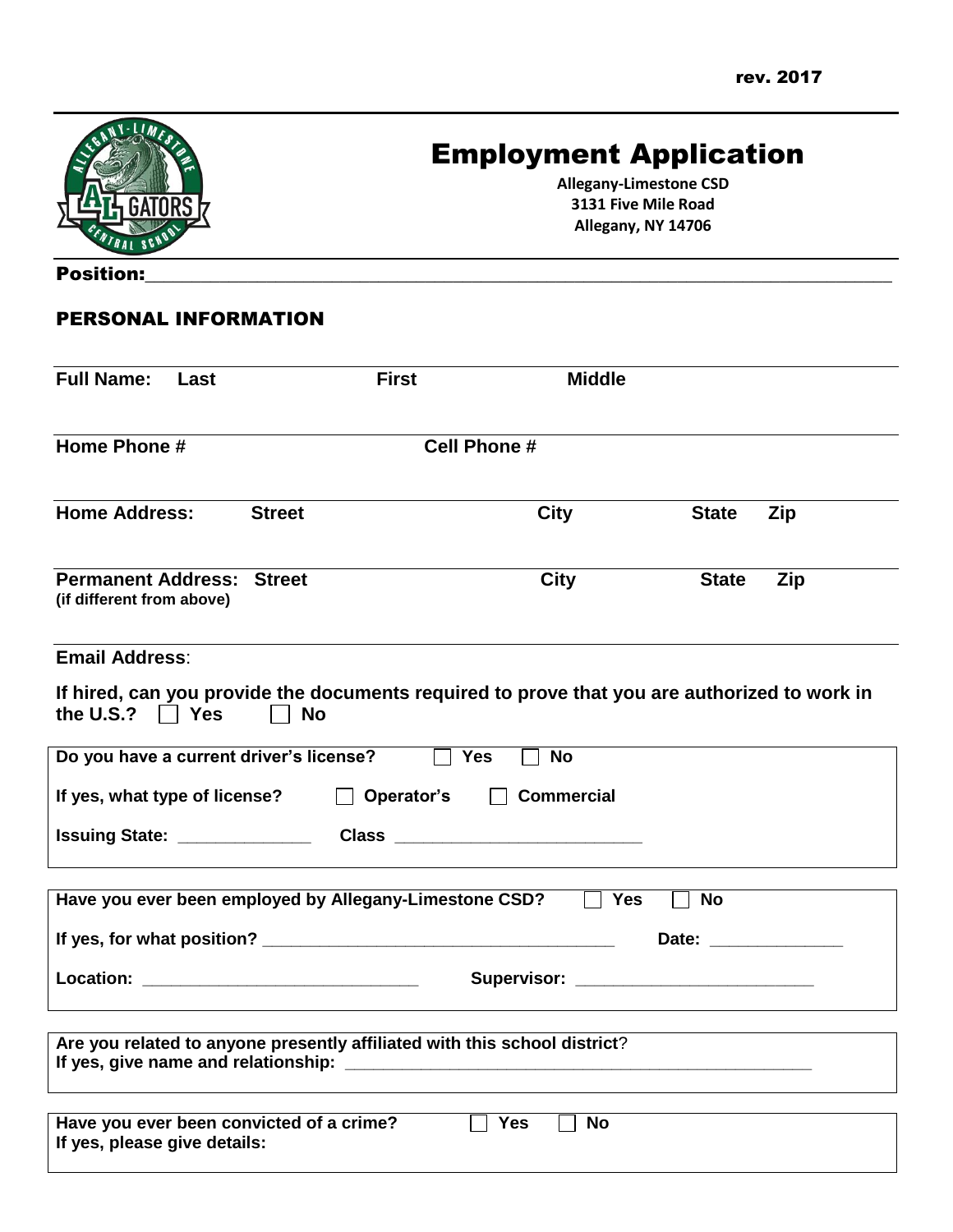rev. 2017

# Employment Application

**Allegany-Limestone CSD**
**3131 Five Mile Road**
**Allegany, NY 14706**

**Position:**_______________________________________________________________________________

## PERSONAL INFORMATION

**Full Name:** **Last** **First** **Middle**

**Home Phone #** **Cell Phone #**

**Home Address:** **Street** **City** **State** **Zip**

**Permanent Address:** **Street** **City** **State** **Zip**
**(if different from above)**

**Email Address**:

**If hired, can you provide the documents required to prove that you are authorized to work in the U.S.?** ☐ **Yes** ☐ **No**

**Do you have a current driver's license?** ☐ **Yes** ☐ **No**

**If yes, what type of license?** ☐ **Operator's** ☐ **Commercial**

**Issuing State:** _____________ **Class** _________________________

**Have you ever been employed by Allegany-Limestone CSD?** ☐ **Yes** ☐ **No**

**If yes, for what position?** ____________________________________ **Date:** _____________

**Location:** ____________________________ **Supervisor:** _______________________

**Are you related to anyone presently affiliated with this school district**?
**If yes, give name and relationship:** __________________________________________________

**Have you ever been convicted of a crime?** ☐ **Yes** ☐ **No**
**If yes, please give details:**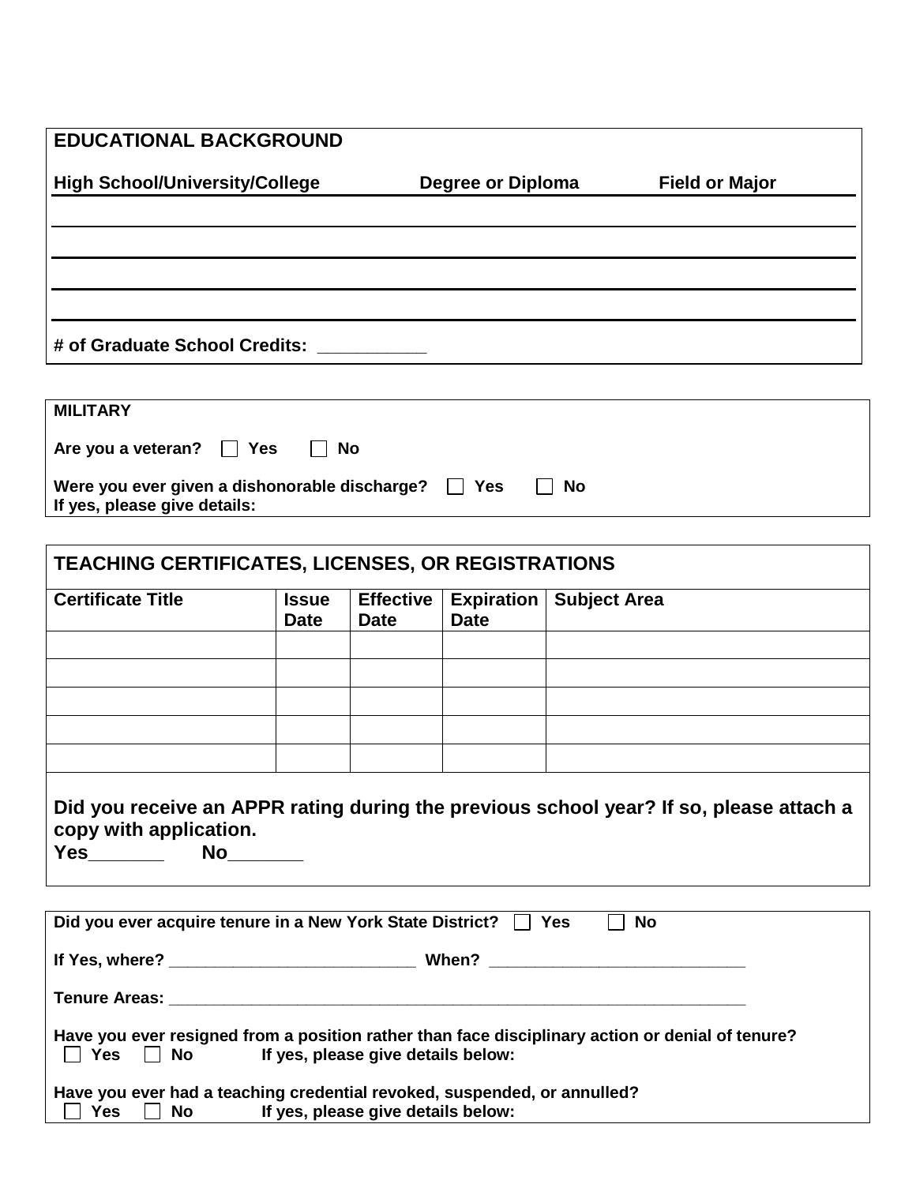## EDUCATIONAL BACKGROUND

| High School/University/College | Degree or Diploma | Field or Major |
|---|---|---|
| | | |
| | | |
| | | |
| | | |

**# of Graduate School Credits: __________**

## MILITARY

**Are you a veteran?** ☐ **Yes** ☐ **No**

**Were you ever given a dishonorable discharge?** ☐ **Yes** ☐ **No**
**If yes, please give details:**

## TEACHING CERTIFICATES, LICENSES, OR REGISTRATIONS

| Certificate Title | Issue Date | Effective Date | Expiration Date | Subject Area |
|---|---|---|---|---|
| | | | | |
| | | | | |
| | | | | |
| | | | | |
| | | | | |

**Did you receive an APPR rating during the previous school year? If so, please attach a copy with application.**
**Yes_______ No_______**

**Did you ever acquire tenure in a New York State District?** ☐ **Yes** ☐ **No**

**If Yes, where?** ___________________________ **When?** ____________________________

**Tenure Areas:** ________________________________________________________________

**Have you ever resigned from a position rather than face disciplinary action or denial of tenure?**
☐ **Yes** ☐ **No** **If yes, please give details below:**

**Have you ever had a teaching credential revoked, suspended, or annulled?**
☐ **Yes** ☐ **No** **If yes, please give details below:**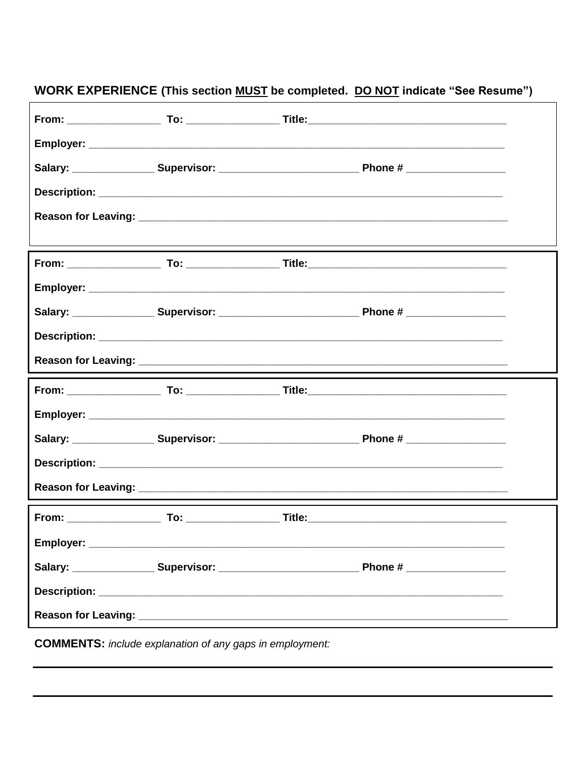## WORK EXPERIENCE (This section MUST be completed. DO NOT indicate "See Resume")

**From:** ________________ **To:** ________________ **Title:**___________________________________

**Employer:** ___________________________________________________________________________

**Salary:** ______________ **Supervisor:** ________________________ **Phone #** _________________

**Description:** _________________________________________________________________________

**Reason for Leaving:** ___________________________________________________________________

---

**From:** ________________ **To:** ________________ **Title:**___________________________________

**Employer:** ___________________________________________________________________________

**Salary:** ______________ **Supervisor:** ________________________ **Phone #** _________________

**Description:** _________________________________________________________________________

**Reason for Leaving:** ___________________________________________________________________

---

**From:** ________________ **To:** ________________ **Title:**___________________________________

**Employer:** ___________________________________________________________________________

**Salary:** ______________ **Supervisor:** ________________________ **Phone #** _________________

**Description:** _________________________________________________________________________

**Reason for Leaving:** ___________________________________________________________________

---

**From:** ________________ **To:** ________________ **Title:**___________________________________

**Employer:** ___________________________________________________________________________

**Salary:** ______________ **Supervisor:** ________________________ **Phone #** _________________

**Description:** _________________________________________________________________________

**Reason for Leaving:** ___________________________________________________________________

---

**COMMENTS:** *include explanation of any gaps in employment:*

_______________________________________________________________________________________

_______________________________________________________________________________________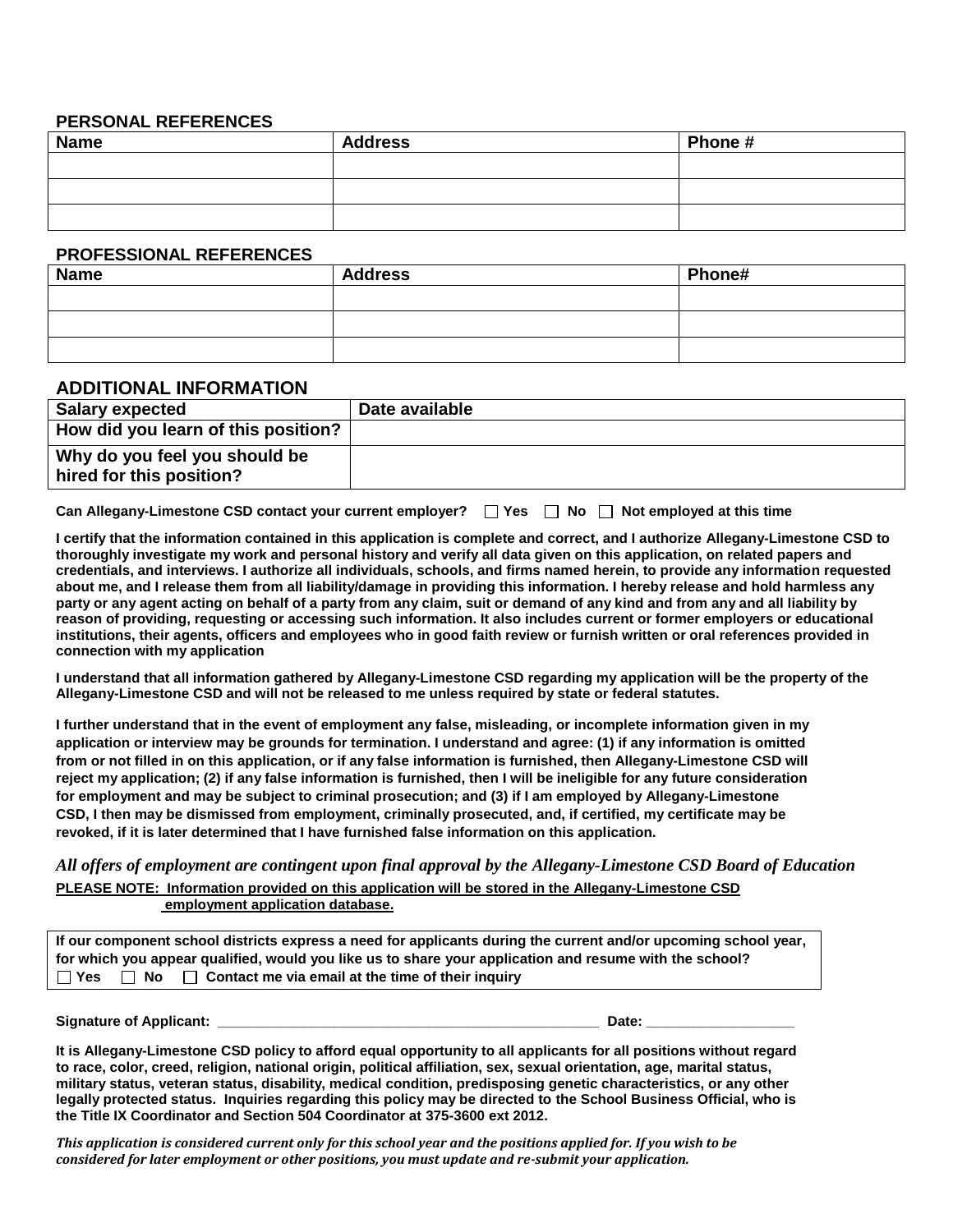## PERSONAL REFERENCES

| Name | Address | Phone # |
|---|---|---|
| | | |
| | | |
| | | |

## PROFESSIONAL REFERENCES

| Name | Address | Phone# |
|---|---|---|
| | | |
| | | |
| | | |

## ADDITIONAL INFORMATION

| | |
|---|---|
| **Salary expected** | **Date available** |
| **How did you learn of this position?** | |
| **Why do you feel you should be hired for this position?** | |

**Can Allegany-Limestone CSD contact your current employer?** ☐ **Yes** ☐ **No** ☐ **Not employed at this time**

**I certify that the information contained in this application is complete and correct, and I authorize Allegany-Limestone CSD to thoroughly investigate my work and personal history and verify all data given on this application, on related papers and credentials, and interviews. I authorize all individuals, schools, and firms named herein, to provide any information requested about me, and I release them from all liability/damage in providing this information. I hereby release and hold harmless any party or any agent acting on behalf of a party from any claim, suit or demand of any kind and from any and all liability by reason of providing, requesting or accessing such information. It also includes current or former employers or educational institutions, their agents, officers and employees who in good faith review or furnish written or oral references provided in connection with my application**

**I understand that all information gathered by Allegany-Limestone CSD regarding my application will be the property of the Allegany-Limestone CSD and will not be released to me unless required by state or federal statutes.**

**I further understand that in the event of employment any false, misleading, or incomplete information given in my application or interview may be grounds for termination. I understand and agree: (1) if any information is omitted from or not filled in on this application, or if any false information is furnished, then Allegany-Limestone CSD will reject my application; (2) if any false information is furnished, then I will be ineligible for any future consideration for employment and may be subject to criminal prosecution; and (3) if I am employed by Allegany-Limestone CSD, I then may be dismissed from employment, criminally prosecuted, and, if certified, my certificate may be revoked, if it is later determined that I have furnished false information on this application.**

***All offers of employment are contingent upon final approval by the Allegany-Limestone CSD Board of Education***

**PLEASE NOTE: Information provided on this application will be stored in the Allegany-Limestone CSD employment application database.**

**If our component school districts express a need for applicants during the current and/or upcoming school year, for which you appear qualified, would you like us to share your application and resume with the school?**
☐ **Yes** ☐ **No** ☐ **Contact me via email at the time of their inquiry**

**Signature of Applicant:** ______________________________________________ **Date:** __________________

**It is Allegany-Limestone CSD policy to afford equal opportunity to all applicants for all positions without regard to race, color, creed, religion, national origin, political affiliation, sex, sexual orientation, age, marital status, military status, veteran status, disability, medical condition, predisposing genetic characteristics, or any other legally protected status. Inquiries regarding this policy may be directed to the School Business Official, who is the Title IX Coordinator and Section 504 Coordinator at 375-3600 ext 2012.**

***This application is considered current only for this school year and the positions applied for. If you wish to be considered for later employment or other positions, you must update and re-submit your application.***